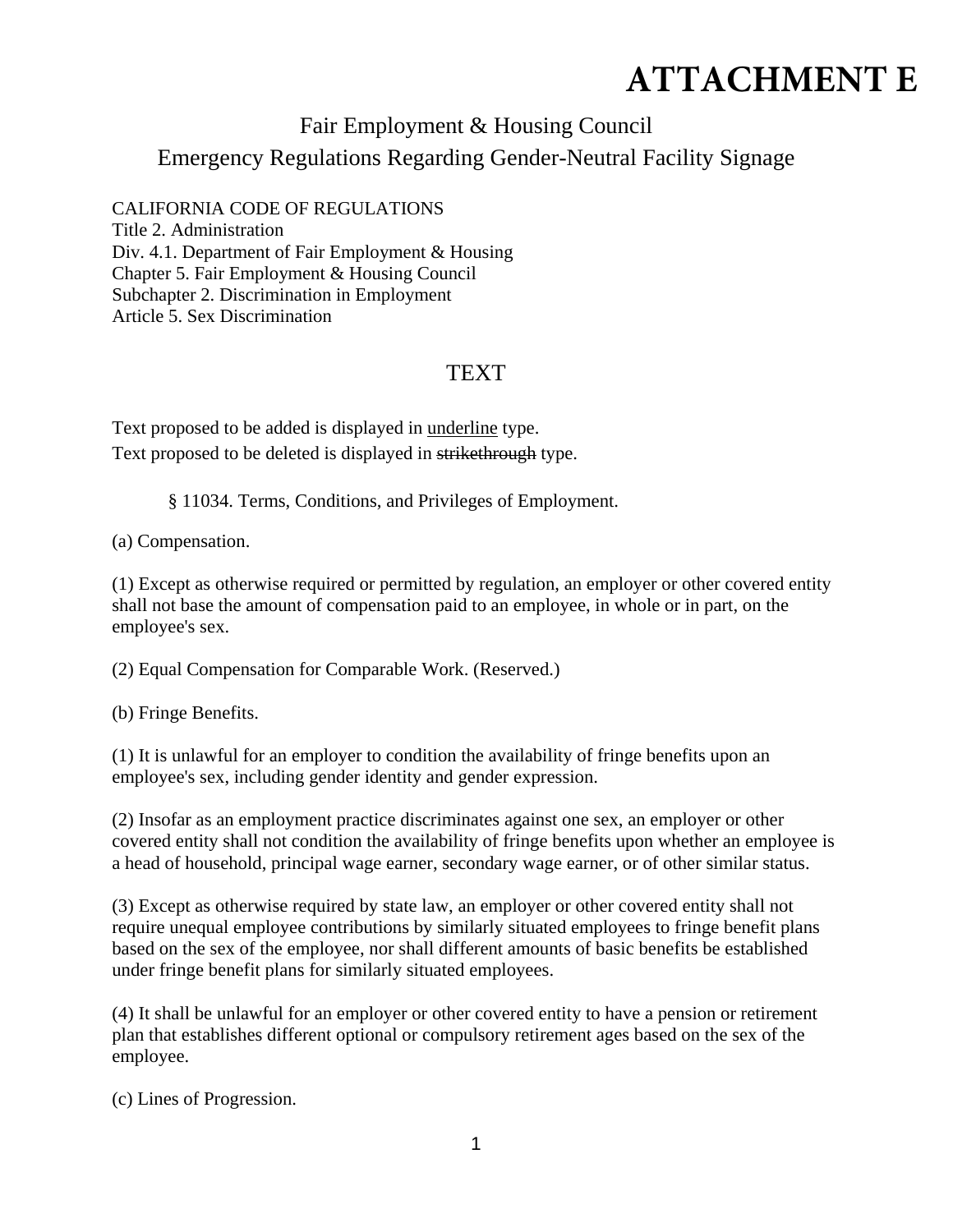# ATTACHMENT E

## Fair Employment & Housing Council
## Emergency Regulations Regarding Gender-Neutral Facility Signage

CALIFORNIA CODE OF REGULATIONS
Title 2. Administration
Div. 4.1. Department of Fair Employment & Housing
Chapter 5. Fair Employment & Housing Council
Subchapter 2. Discrimination in Employment
Article 5. Sex Discrimination

## TEXT

Text proposed to be added is displayed in <u>underline</u> type.
Text proposed to be deleted is displayed in ~~strikethrough~~ type.

§ 11034. Terms, Conditions, and Privileges of Employment.

(a) Compensation.

(1) Except as otherwise required or permitted by regulation, an employer or other covered entity shall not base the amount of compensation paid to an employee, in whole or in part, on the employee's sex.

(2) Equal Compensation for Comparable Work. (Reserved.)

(b) Fringe Benefits.

(1) It is unlawful for an employer to condition the availability of fringe benefits upon an employee's sex, including gender identity and gender expression.

(2) Insofar as an employment practice discriminates against one sex, an employer or other covered entity shall not condition the availability of fringe benefits upon whether an employee is a head of household, principal wage earner, secondary wage earner, or of other similar status.

(3) Except as otherwise required by state law, an employer or other covered entity shall not require unequal employee contributions by similarly situated employees to fringe benefit plans based on the sex of the employee, nor shall different amounts of basic benefits be established under fringe benefit plans for similarly situated employees.

(4) It shall be unlawful for an employer or other covered entity to have a pension or retirement plan that establishes different optional or compulsory retirement ages based on the sex of the employee.

(c) Lines of Progression.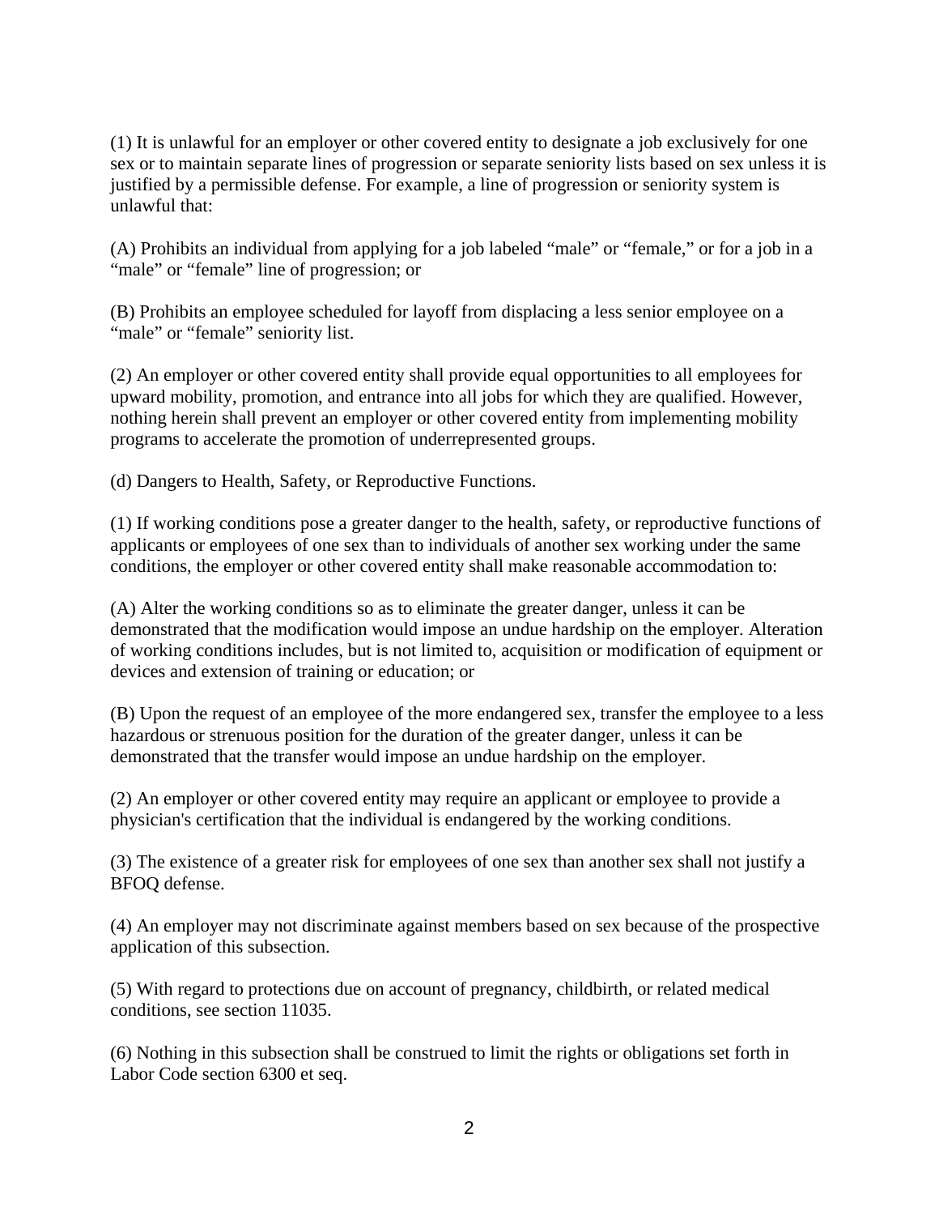(1) It is unlawful for an employer or other covered entity to designate a job exclusively for one sex or to maintain separate lines of progression or separate seniority lists based on sex unless it is justified by a permissible defense. For example, a line of progression or seniority system is unlawful that:

(A) Prohibits an individual from applying for a job labeled "male" or "female," or for a job in a "male" or "female" line of progression; or

(B) Prohibits an employee scheduled for layoff from displacing a less senior employee on a "male" or "female" seniority list.

(2) An employer or other covered entity shall provide equal opportunities to all employees for upward mobility, promotion, and entrance into all jobs for which they are qualified. However, nothing herein shall prevent an employer or other covered entity from implementing mobility programs to accelerate the promotion of underrepresented groups.

(d) Dangers to Health, Safety, or Reproductive Functions.

(1) If working conditions pose a greater danger to the health, safety, or reproductive functions of applicants or employees of one sex than to individuals of another sex working under the same conditions, the employer or other covered entity shall make reasonable accommodation to:

(A) Alter the working conditions so as to eliminate the greater danger, unless it can be demonstrated that the modification would impose an undue hardship on the employer. Alteration of working conditions includes, but is not limited to, acquisition or modification of equipment or devices and extension of training or education; or

(B) Upon the request of an employee of the more endangered sex, transfer the employee to a less hazardous or strenuous position for the duration of the greater danger, unless it can be demonstrated that the transfer would impose an undue hardship on the employer.

(2) An employer or other covered entity may require an applicant or employee to provide a physician's certification that the individual is endangered by the working conditions.

(3) The existence of a greater risk for employees of one sex than another sex shall not justify a BFOQ defense.

(4) An employer may not discriminate against members based on sex because of the prospective application of this subsection.

(5) With regard to protections due on account of pregnancy, childbirth, or related medical conditions, see section 11035.

(6) Nothing in this subsection shall be construed to limit the rights or obligations set forth in Labor Code section 6300 et seq.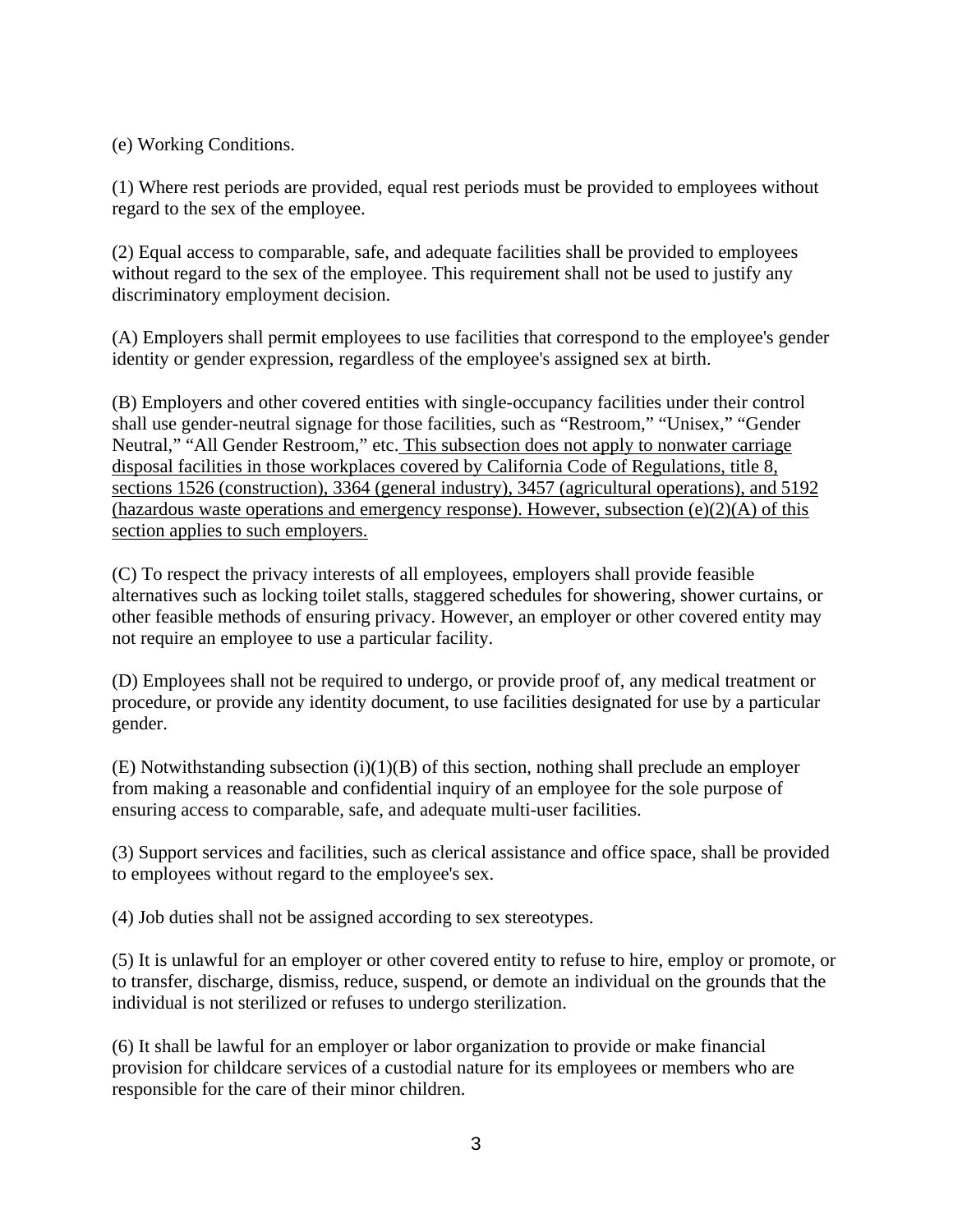(e) Working Conditions.

(1) Where rest periods are provided, equal rest periods must be provided to employees without regard to the sex of the employee.

(2) Equal access to comparable, safe, and adequate facilities shall be provided to employees without regard to the sex of the employee. This requirement shall not be used to justify any discriminatory employment decision.

(A) Employers shall permit employees to use facilities that correspond to the employee's gender identity or gender expression, regardless of the employee's assigned sex at birth.

(B) Employers and other covered entities with single-occupancy facilities under their control shall use gender-neutral signage for those facilities, such as “Restroom,” “Unisex,” “Gender Neutral,” “All Gender Restroom,” etc. <u>This subsection does not apply to nonwater carriage disposal facilities in those workplaces covered by California Code of Regulations, title 8, sections 1526 (construction), 3364 (general industry), 3457 (agricultural operations), and 5192 (hazardous waste operations and emergency response). However, subsection (e)(2)(A) of this section applies to such employers.</u>

(C) To respect the privacy interests of all employees, employers shall provide feasible alternatives such as locking toilet stalls, staggered schedules for showering, shower curtains, or other feasible methods of ensuring privacy. However, an employer or other covered entity may not require an employee to use a particular facility.

(D) Employees shall not be required to undergo, or provide proof of, any medical treatment or procedure, or provide any identity document, to use facilities designated for use by a particular gender.

(E) Notwithstanding subsection (i)(1)(B) of this section, nothing shall preclude an employer from making a reasonable and confidential inquiry of an employee for the sole purpose of ensuring access to comparable, safe, and adequate multi-user facilities.

(3) Support services and facilities, such as clerical assistance and office space, shall be provided to employees without regard to the employee's sex.

(4) Job duties shall not be assigned according to sex stereotypes.

(5) It is unlawful for an employer or other covered entity to refuse to hire, employ or promote, or to transfer, discharge, dismiss, reduce, suspend, or demote an individual on the grounds that the individual is not sterilized or refuses to undergo sterilization.

(6) It shall be lawful for an employer or labor organization to provide or make financial provision for childcare services of a custodial nature for its employees or members who are responsible for the care of their minor children.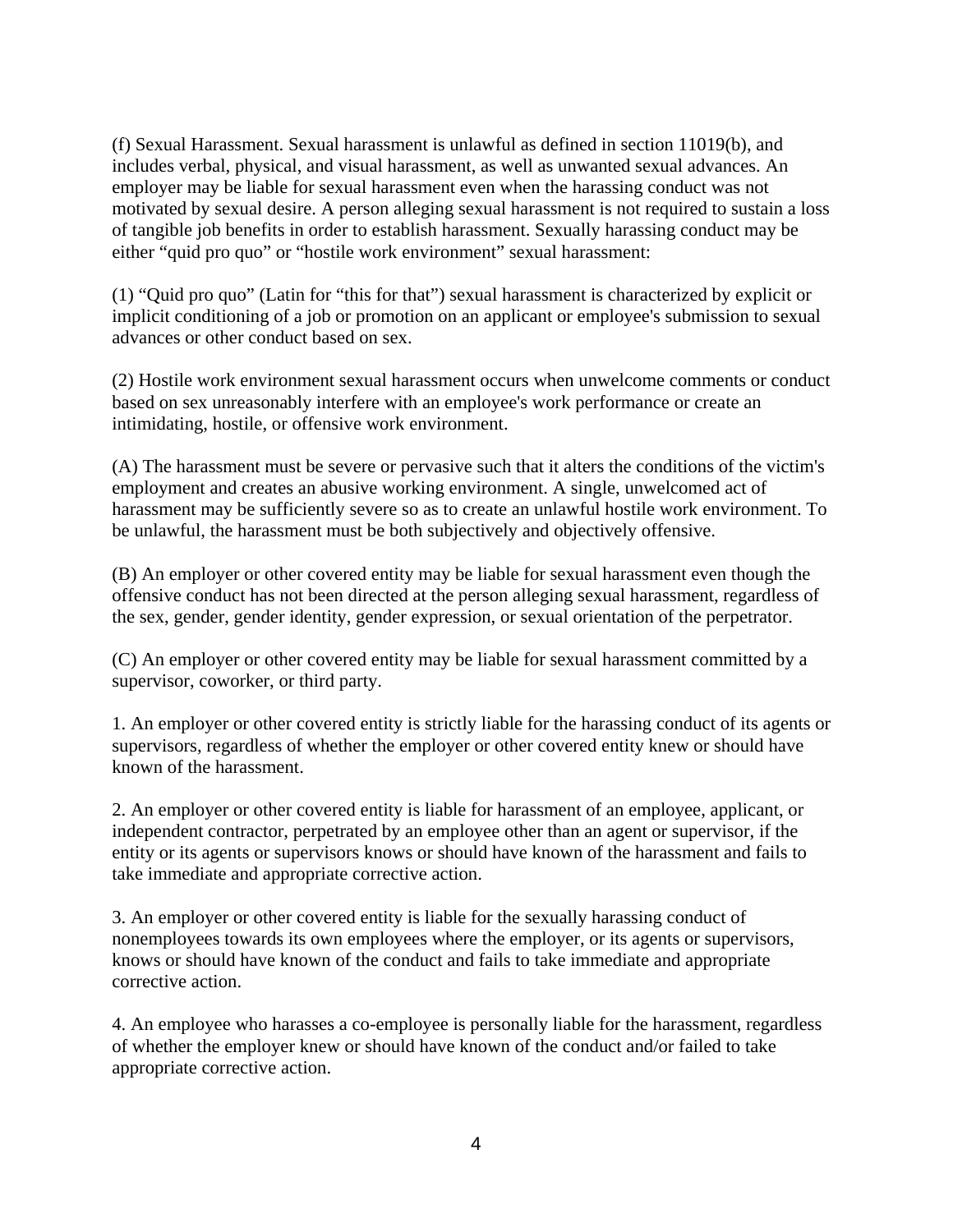(f) Sexual Harassment. Sexual harassment is unlawful as defined in section 11019(b), and includes verbal, physical, and visual harassment, as well as unwanted sexual advances. An employer may be liable for sexual harassment even when the harassing conduct was not motivated by sexual desire. A person alleging sexual harassment is not required to sustain a loss of tangible job benefits in order to establish harassment. Sexually harassing conduct may be either "quid pro quo" or "hostile work environment" sexual harassment:

(1) "Quid pro quo" (Latin for "this for that") sexual harassment is characterized by explicit or implicit conditioning of a job or promotion on an applicant or employee's submission to sexual advances or other conduct based on sex.

(2) Hostile work environment sexual harassment occurs when unwelcome comments or conduct based on sex unreasonably interfere with an employee's work performance or create an intimidating, hostile, or offensive work environment.

(A) The harassment must be severe or pervasive such that it alters the conditions of the victim's employment and creates an abusive working environment. A single, unwelcomed act of harassment may be sufficiently severe so as to create an unlawful hostile work environment. To be unlawful, the harassment must be both subjectively and objectively offensive.

(B) An employer or other covered entity may be liable for sexual harassment even though the offensive conduct has not been directed at the person alleging sexual harassment, regardless of the sex, gender, gender identity, gender expression, or sexual orientation of the perpetrator.

(C) An employer or other covered entity may be liable for sexual harassment committed by a supervisor, coworker, or third party.

1. An employer or other covered entity is strictly liable for the harassing conduct of its agents or supervisors, regardless of whether the employer or other covered entity knew or should have known of the harassment.

2. An employer or other covered entity is liable for harassment of an employee, applicant, or independent contractor, perpetrated by an employee other than an agent or supervisor, if the entity or its agents or supervisors knows or should have known of the harassment and fails to take immediate and appropriate corrective action.

3. An employer or other covered entity is liable for the sexually harassing conduct of nonemployees towards its own employees where the employer, or its agents or supervisors, knows or should have known of the conduct and fails to take immediate and appropriate corrective action.

4. An employee who harasses a co-employee is personally liable for the harassment, regardless of whether the employer knew or should have known of the conduct and/or failed to take appropriate corrective action.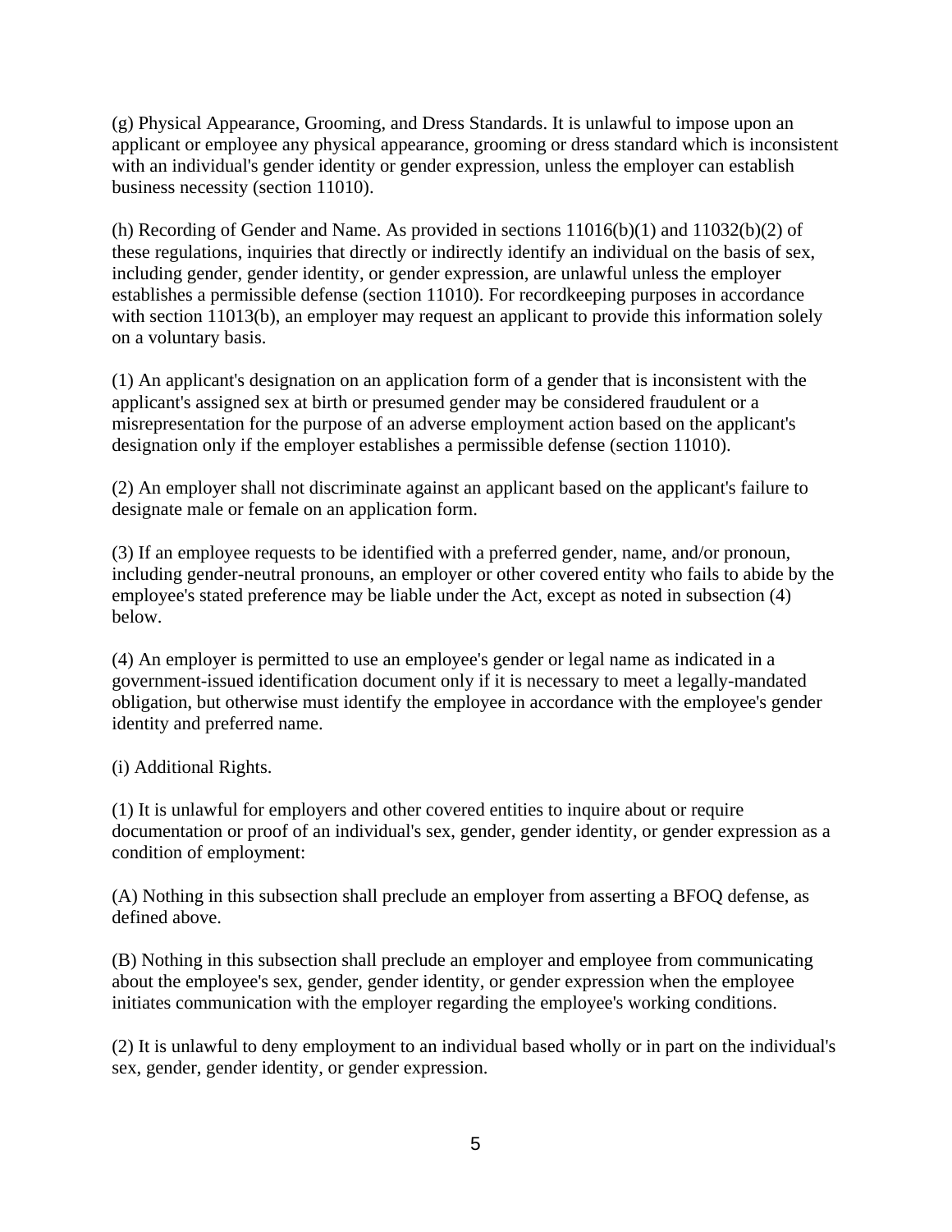(g) Physical Appearance, Grooming, and Dress Standards. It is unlawful to impose upon an applicant or employee any physical appearance, grooming or dress standard which is inconsistent with an individual's gender identity or gender expression, unless the employer can establish business necessity (section 11010).

(h) Recording of Gender and Name. As provided in sections 11016(b)(1) and 11032(b)(2) of these regulations, inquiries that directly or indirectly identify an individual on the basis of sex, including gender, gender identity, or gender expression, are unlawful unless the employer establishes a permissible defense (section 11010). For recordkeeping purposes in accordance with section 11013(b), an employer may request an applicant to provide this information solely on a voluntary basis.

(1) An applicant's designation on an application form of a gender that is inconsistent with the applicant's assigned sex at birth or presumed gender may be considered fraudulent or a misrepresentation for the purpose of an adverse employment action based on the applicant's designation only if the employer establishes a permissible defense (section 11010).

(2) An employer shall not discriminate against an applicant based on the applicant's failure to designate male or female on an application form.

(3) If an employee requests to be identified with a preferred gender, name, and/or pronoun, including gender-neutral pronouns, an employer or other covered entity who fails to abide by the employee's stated preference may be liable under the Act, except as noted in subsection (4) below.

(4) An employer is permitted to use an employee's gender or legal name as indicated in a government-issued identification document only if it is necessary to meet a legally-mandated obligation, but otherwise must identify the employee in accordance with the employee's gender identity and preferred name.

(i) Additional Rights.

(1) It is unlawful for employers and other covered entities to inquire about or require documentation or proof of an individual's sex, gender, gender identity, or gender expression as a condition of employment:

(A) Nothing in this subsection shall preclude an employer from asserting a BFOQ defense, as defined above.

(B) Nothing in this subsection shall preclude an employer and employee from communicating about the employee's sex, gender, gender identity, or gender expression when the employee initiates communication with the employer regarding the employee's working conditions.

(2) It is unlawful to deny employment to an individual based wholly or in part on the individual's sex, gender, gender identity, or gender expression.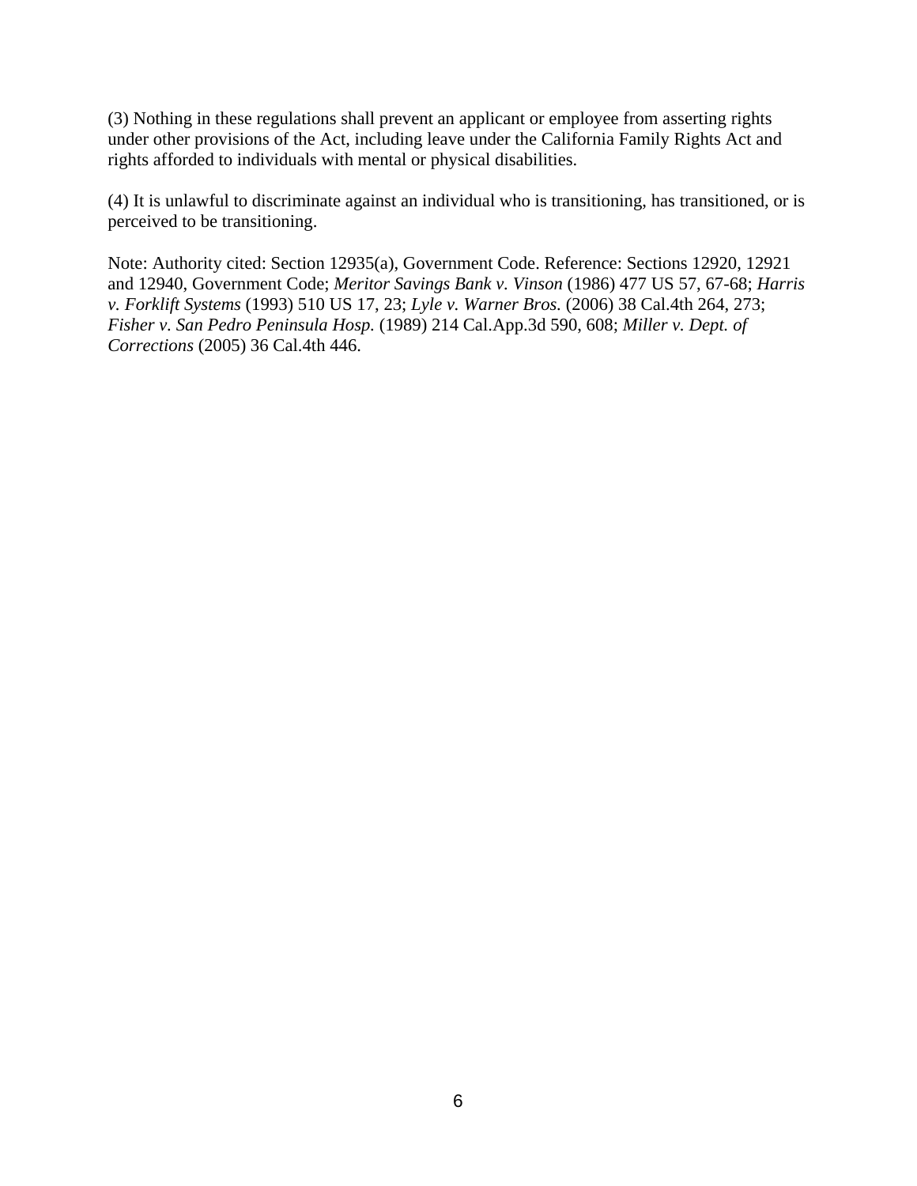(3) Nothing in these regulations shall prevent an applicant or employee from asserting rights under other provisions of the Act, including leave under the California Family Rights Act and rights afforded to individuals with mental or physical disabilities.

(4) It is unlawful to discriminate against an individual who is transitioning, has transitioned, or is perceived to be transitioning.

Note: Authority cited: Section 12935(a), Government Code. Reference: Sections 12920, 12921 and 12940, Government Code; *Meritor Savings Bank v. Vinson* (1986) 477 US 57, 67-68; *Harris v. Forklift Systems* (1993) 510 US 17, 23; *Lyle v. Warner Bros.* (2006) 38 Cal.4th 264, 273; *Fisher v. San Pedro Peninsula Hosp.* (1989) 214 Cal.App.3d 590, 608; *Miller v. Dept. of Corrections* (2005) 36 Cal.4th 446.